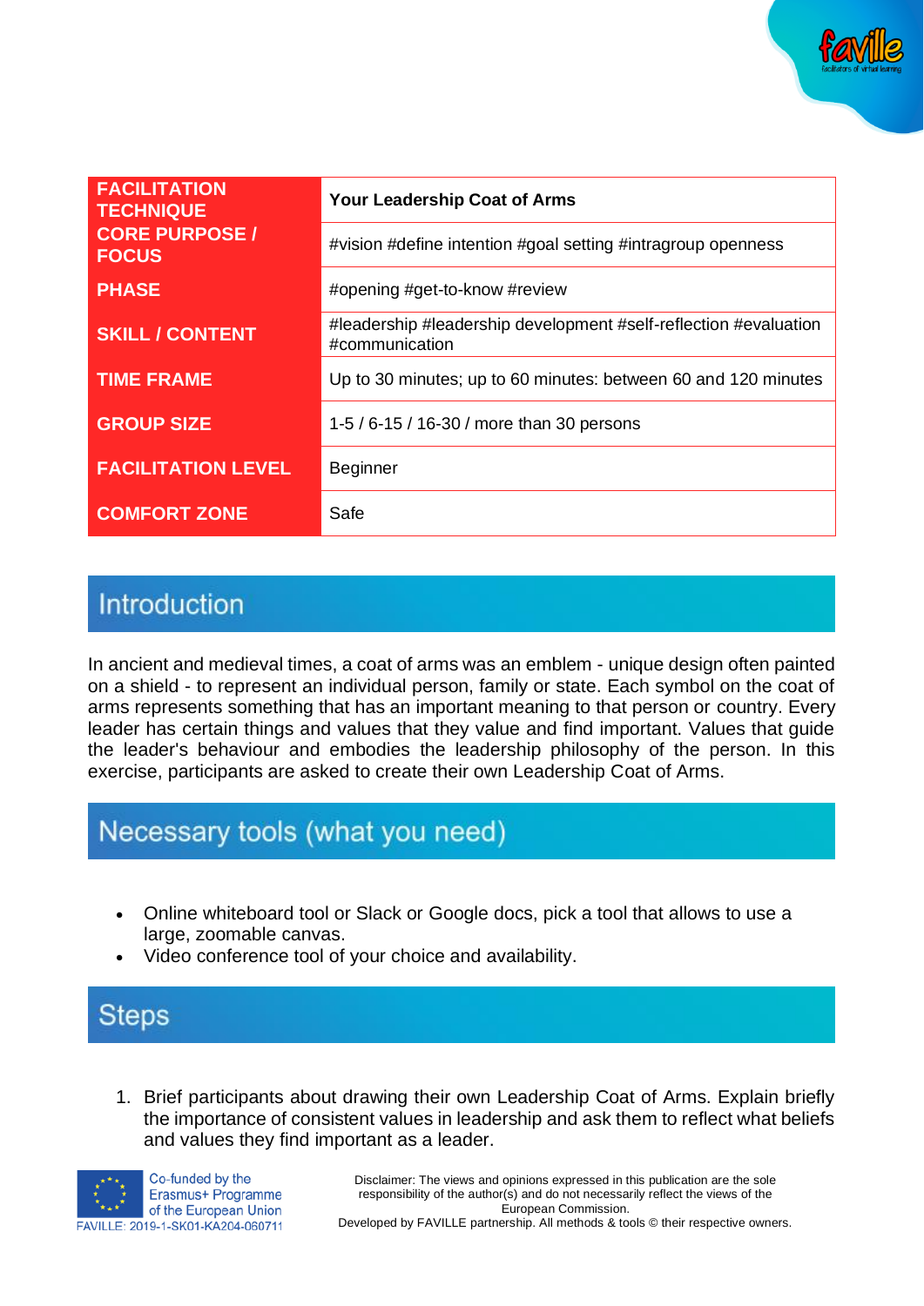| FACILITATION TECHNIQUE | Your Leadership Coat of Arms |
|---|---|
| CORE PURPOSE / FOCUS | #vision #define intention #goal setting #intragroup openness |
| PHASE | #opening #get-to-know #review |
| SKILL / CONTENT | #leadership #leadership development #self-reflection #evaluation #communication |
| TIME FRAME | Up to 30 minutes; up to 60 minutes: between 60 and 120 minutes |
| GROUP SIZE | 1-5 / 6-15 / 16-30 / more than 30 persons |
| FACILITATION LEVEL | Beginner |
| COMFORT ZONE | Safe |

## Introduction

In ancient and medieval times, a coat of arms was an emblem - unique design often painted on a shield - to represent an individual person, family or state. Each symbol on the coat of arms represents something that has an important meaning to that person or country. Every leader has certain things and values that they value and find important. Values that guide the leader's behaviour and embodies the leadership philosophy of the person. In this exercise, participants are asked to create their own Leadership Coat of Arms.

## Necessary tools (what you need)

- Online whiteboard tool or Slack or Google docs, pick a tool that allows to use a large, zoomable canvas.
- Video conference tool of your choice and availability.

## Steps

1. Brief participants about drawing their own Leadership Coat of Arms. Explain briefly the importance of consistent values in leadership and ask them to reflect what beliefs and values they find important as a leader.

Co-funded by the Erasmus+ Programme of the European Union
FAVILLE: 2019-1-SK01-KA204-060711

Disclaimer: The views and opinions expressed in this publication are the sole responsibility of the author(s) and do not necessarily reflect the views of the European Commission.
Developed by FAVILLE partnership. All methods & tools © their respective owners.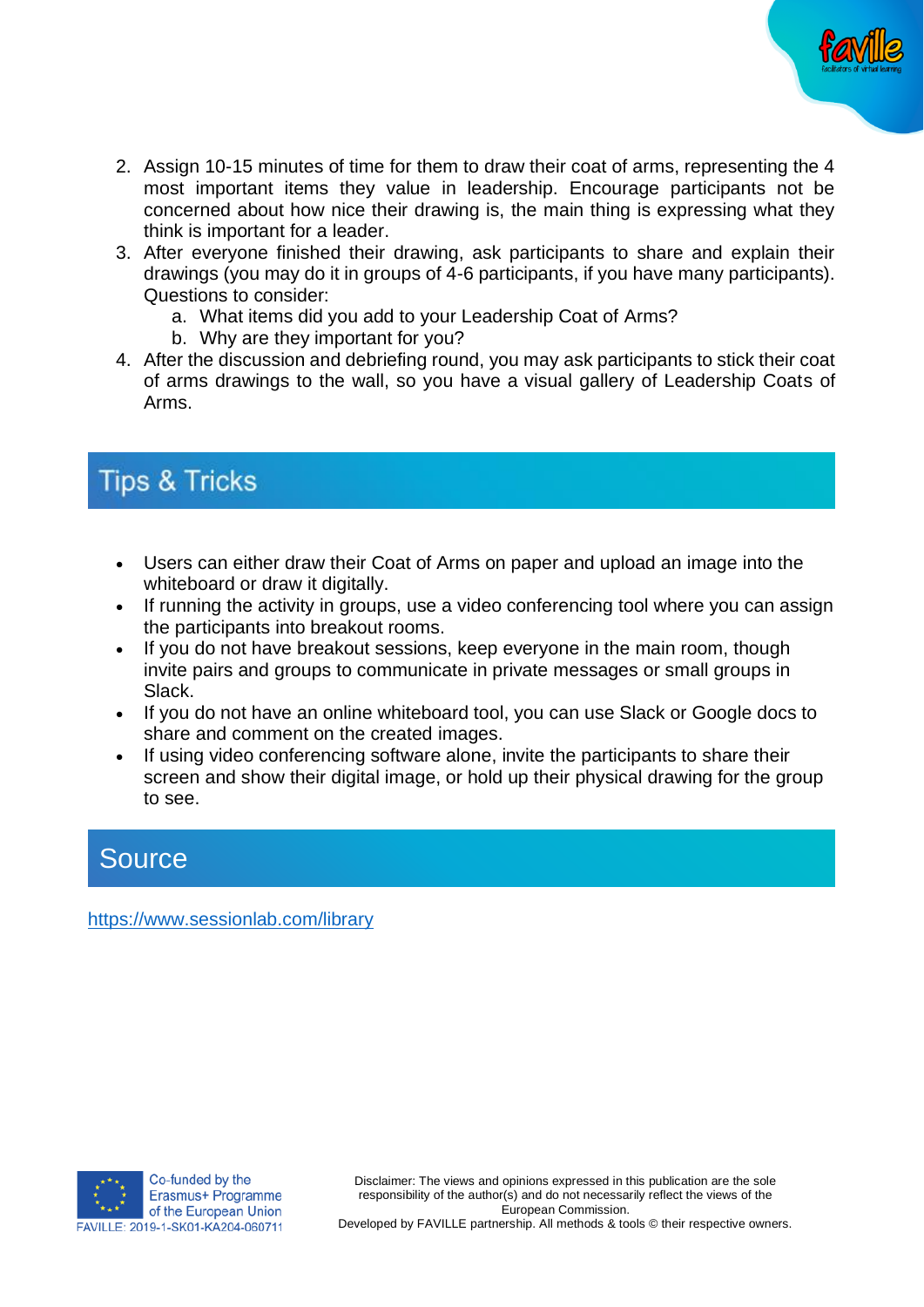2. Assign 10-15 minutes of time for them to draw their coat of arms, representing the 4 most important items they value in leadership. Encourage participants not be concerned about how nice their drawing is, the main thing is expressing what they think is important for a leader.
3. After everyone finished their drawing, ask participants to share and explain their drawings (you may do it in groups of 4-6 participants, if you have many participants). Questions to consider:
   a. What items did you add to your Leadership Coat of Arms?
   b. Why are they important for you?
4. After the discussion and debriefing round, you may ask participants to stick their coat of arms drawings to the wall, so you have a visual gallery of Leadership Coats of Arms.

## Tips & Tricks

- Users can either draw their Coat of Arms on paper and upload an image into the whiteboard or draw it digitally.
- If running the activity in groups, use a video conferencing tool where you can assign the participants into breakout rooms.
- If you do not have breakout sessions, keep everyone in the main room, though invite pairs and groups to communicate in private messages or small groups in Slack.
- If you do not have an online whiteboard tool, you can use Slack or Google docs to share and comment on the created images.
- If using video conferencing software alone, invite the participants to share their screen and show their digital image, or hold up their physical drawing for the group to see.

## Source

https://www.sessionlab.com/library

Co-funded by the Erasmus+ Programme of the European Union
FAVILLE: 2019-1-SK01-KA204-060711

Disclaimer: The views and opinions expressed in this publication are the sole responsibility of the author(s) and do not necessarily reflect the views of the European Commission.
Developed by FAVILLE partnership. All methods & tools © their respective owners.